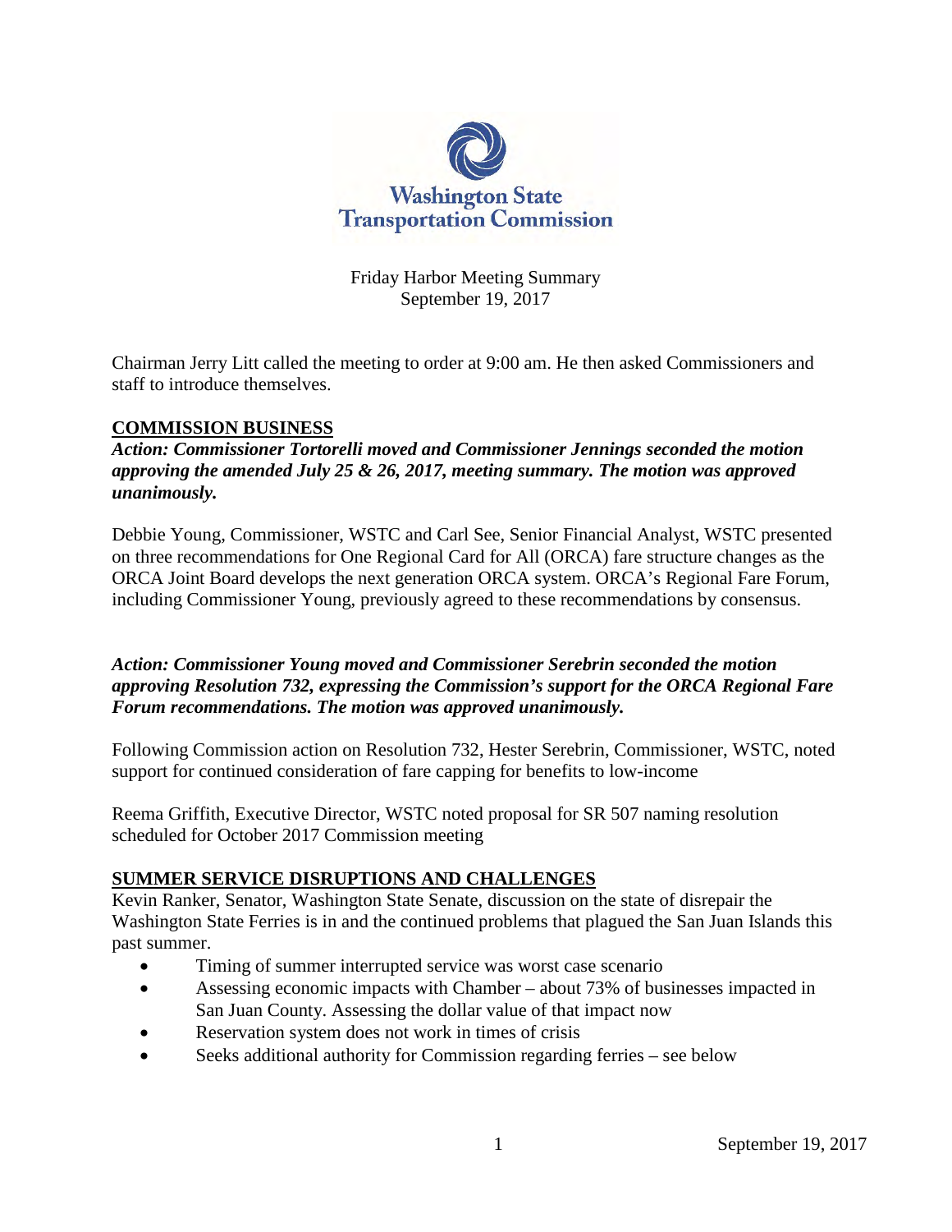Washington State Transportation Commission

Friday Harbor Meeting Summary
September 19, 2017

Chairman Jerry Litt called the meeting to order at 9:00 am. He then asked Commissioners and staff to introduce themselves.

## COMMISSION BUSINESS

***Action: Commissioner Tortorelli moved and Commissioner Jennings seconded the motion approving the amended July 25 & 26, 2017, meeting summary. The motion was approved unanimously.***

Debbie Young, Commissioner, WSTC and Carl See, Senior Financial Analyst, WSTC presented on three recommendations for One Regional Card for All (ORCA) fare structure changes as the ORCA Joint Board develops the next generation ORCA system. ORCA's Regional Fare Forum, including Commissioner Young, previously agreed to these recommendations by consensus.

***Action: Commissioner Young moved and Commissioner Serebrin seconded the motion approving Resolution 732, expressing the Commission's support for the ORCA Regional Fare Forum recommendations. The motion was approved unanimously.***

Following Commission action on Resolution 732, Hester Serebrin, Commissioner, WSTC, noted support for continued consideration of fare capping for benefits to low-income

Reema Griffith, Executive Director, WSTC noted proposal for SR 507 naming resolution scheduled for October 2017 Commission meeting

## SUMMER SERVICE DISRUPTIONS AND CHALLENGES

Kevin Ranker, Senator, Washington State Senate, discussion on the state of disrepair the Washington State Ferries is in and the continued problems that plagued the San Juan Islands this past summer.

- Timing of summer interrupted service was worst case scenario
- Assessing economic impacts with Chamber – about 73% of businesses impacted in San Juan County. Assessing the dollar value of that impact now
- Reservation system does not work in times of crisis
- Seeks additional authority for Commission regarding ferries – see below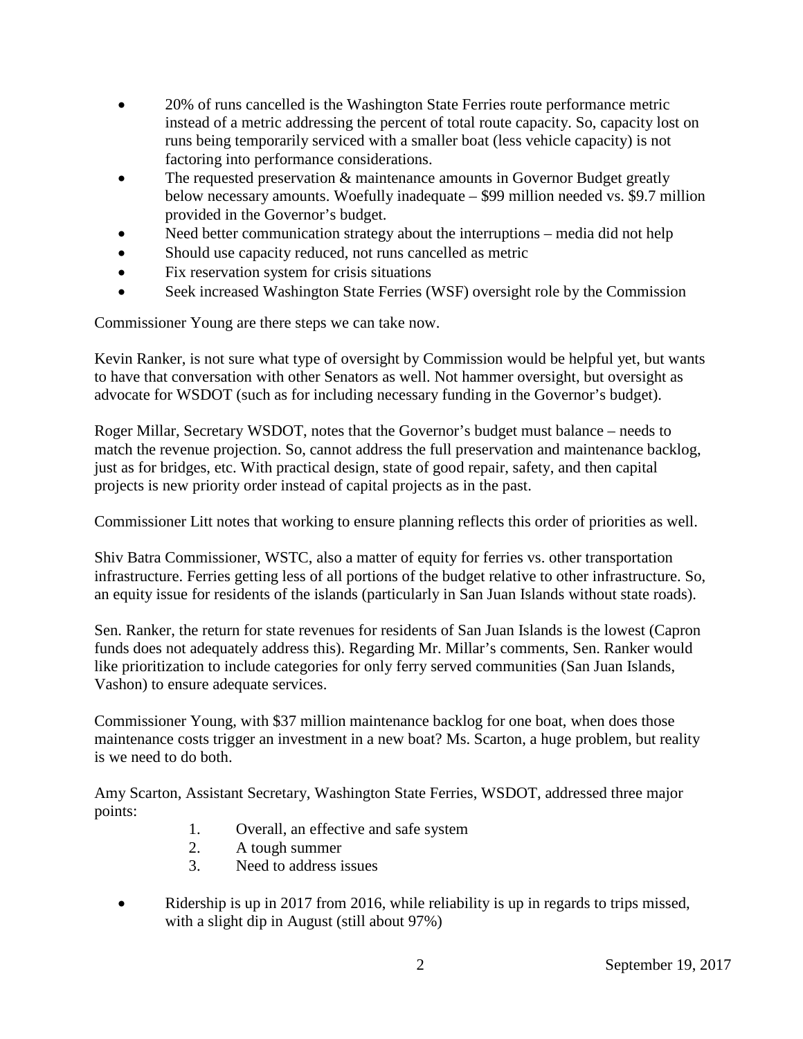- 20% of runs cancelled is the Washington State Ferries route performance metric instead of a metric addressing the percent of total route capacity. So, capacity lost on runs being temporarily serviced with a smaller boat (less vehicle capacity) is not factoring into performance considerations.
- The requested preservation & maintenance amounts in Governor Budget greatly below necessary amounts. Woefully inadequate – $99 million needed vs. $9.7 million provided in the Governor's budget.
- Need better communication strategy about the interruptions – media did not help
- Should use capacity reduced, not runs cancelled as metric
- Fix reservation system for crisis situations
- Seek increased Washington State Ferries (WSF) oversight role by the Commission

Commissioner Young are there steps we can take now.

Kevin Ranker, is not sure what type of oversight by Commission would be helpful yet, but wants to have that conversation with other Senators as well. Not hammer oversight, but oversight as advocate for WSDOT (such as for including necessary funding in the Governor's budget).

Roger Millar, Secretary WSDOT, notes that the Governor's budget must balance – needs to match the revenue projection. So, cannot address the full preservation and maintenance backlog, just as for bridges, etc. With practical design, state of good repair, safety, and then capital projects is new priority order instead of capital projects as in the past.

Commissioner Litt notes that working to ensure planning reflects this order of priorities as well.

Shiv Batra Commissioner, WSTC, also a matter of equity for ferries vs. other transportation infrastructure. Ferries getting less of all portions of the budget relative to other infrastructure. So, an equity issue for residents of the islands (particularly in San Juan Islands without state roads).

Sen. Ranker, the return for state revenues for residents of San Juan Islands is the lowest (Capron funds does not adequately address this). Regarding Mr. Millar's comments, Sen. Ranker would like prioritization to include categories for only ferry served communities (San Juan Islands, Vashon) to ensure adequate services.

Commissioner Young, with $37 million maintenance backlog for one boat, when does those maintenance costs trigger an investment in a new boat? Ms. Scarton, a huge problem, but reality is we need to do both.

Amy Scarton, Assistant Secretary, Washington State Ferries, WSDOT, addressed three major points:

1. Overall, an effective and safe system
2. A tough summer
3. Need to address issues

- Ridership is up in 2017 from 2016, while reliability is up in regards to trips missed, with a slight dip in August (still about 97%)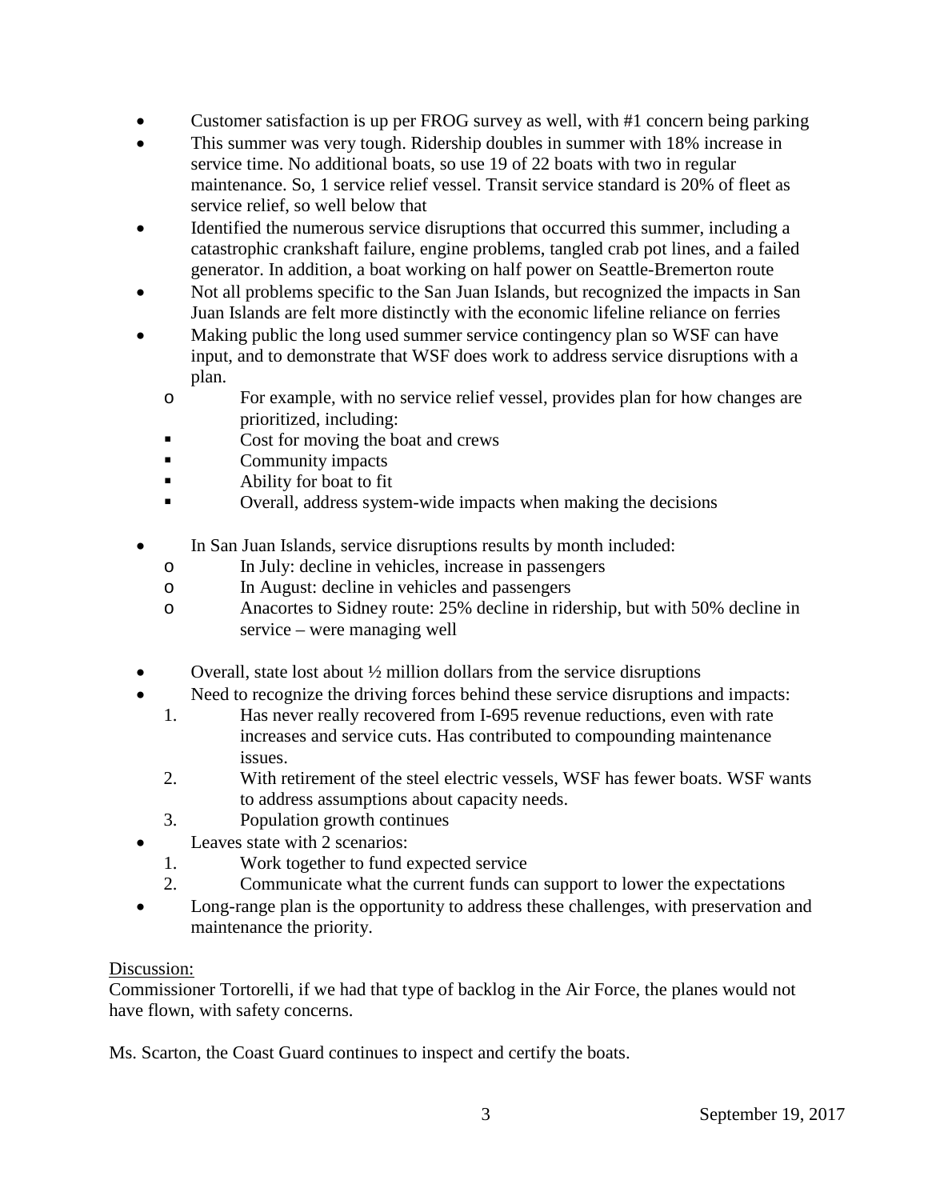- Customer satisfaction is up per FROG survey as well, with #1 concern being parking
- This summer was very tough. Ridership doubles in summer with 18% increase in service time. No additional boats, so use 19 of 22 boats with two in regular maintenance. So, 1 service relief vessel. Transit service standard is 20% of fleet as service relief, so well below that
- Identified the numerous service disruptions that occurred this summer, including a catastrophic crankshaft failure, engine problems, tangled crab pot lines, and a failed generator. In addition, a boat working on half power on Seattle-Bremerton route
- Not all problems specific to the San Juan Islands, but recognized the impacts in San Juan Islands are felt more distinctly with the economic lifeline reliance on ferries
- Making public the long used summer service contingency plan so WSF can have input, and to demonstrate that WSF does work to address service disruptions with a plan.
    - For example, with no service relief vessel, provides plan for how changes are prioritized, including:
        - Cost for moving the boat and crews
        - Community impacts
        - Ability for boat to fit
        - Overall, address system-wide impacts when making the decisions

- In San Juan Islands, service disruptions results by month included:
    - In July: decline in vehicles, increase in passengers
    - In August: decline in vehicles and passengers
    - Anacortes to Sidney route: 25% decline in ridership, but with 50% decline in service – were managing well

- Overall, state lost about ½ million dollars from the service disruptions
- Need to recognize the driving forces behind these service disruptions and impacts:
    1. Has never really recovered from I-695 revenue reductions, even with rate increases and service cuts. Has contributed to compounding maintenance issues.
    2. With retirement of the steel electric vessels, WSF has fewer boats. WSF wants to address assumptions about capacity needs.
    3. Population growth continues
- Leaves state with 2 scenarios:
    1. Work together to fund expected service
    2. Communicate what the current funds can support to lower the expectations
- Long-range plan is the opportunity to address these challenges, with preservation and maintenance the priority.

<u>Discussion:</u>

Commissioner Tortorelli, if we had that type of backlog in the Air Force, the planes would not have flown, with safety concerns.

Ms. Scarton, the Coast Guard continues to inspect and certify the boats.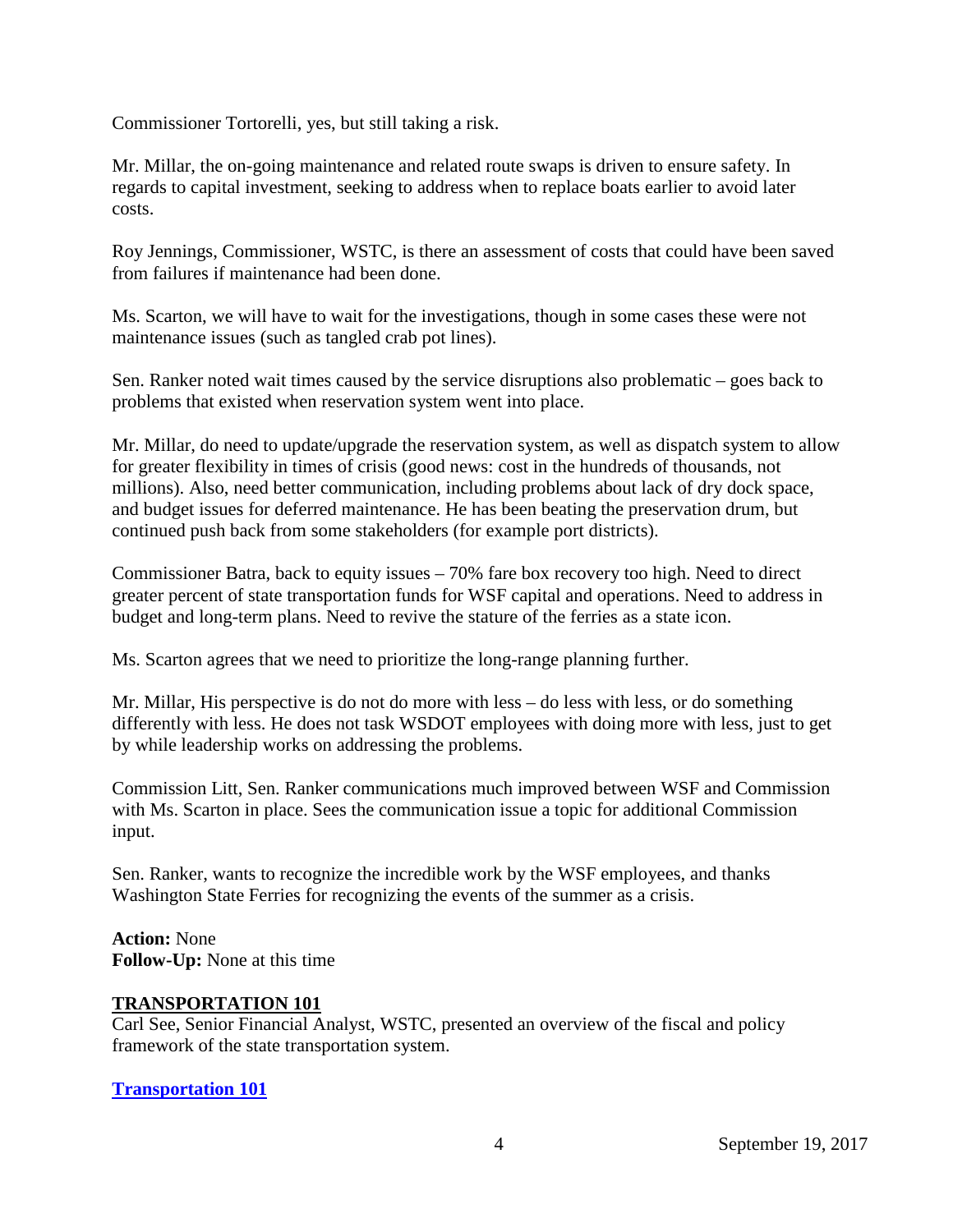Commissioner Tortorelli, yes, but still taking a risk.

Mr. Millar, the on-going maintenance and related route swaps is driven to ensure safety. In regards to capital investment, seeking to address when to replace boats earlier to avoid later costs.

Roy Jennings, Commissioner, WSTC, is there an assessment of costs that could have been saved from failures if maintenance had been done.

Ms. Scarton, we will have to wait for the investigations, though in some cases these were not maintenance issues (such as tangled crab pot lines).

Sen. Ranker noted wait times caused by the service disruptions also problematic – goes back to problems that existed when reservation system went into place.

Mr. Millar, do need to update/upgrade the reservation system, as well as dispatch system to allow for greater flexibility in times of crisis (good news: cost in the hundreds of thousands, not millions). Also, need better communication, including problems about lack of dry dock space, and budget issues for deferred maintenance. He has been beating the preservation drum, but continued push back from some stakeholders (for example port districts).

Commissioner Batra, back to equity issues – 70% fare box recovery too high. Need to direct greater percent of state transportation funds for WSF capital and operations. Need to address in budget and long-term plans. Need to revive the stature of the ferries as a state icon.

Ms. Scarton agrees that we need to prioritize the long-range planning further.

Mr. Millar, His perspective is do not do more with less – do less with less, or do something differently with less. He does not task WSDOT employees with doing more with less, just to get by while leadership works on addressing the problems.

Commission Litt, Sen. Ranker communications much improved between WSF and Commission with Ms. Scarton in place. Sees the communication issue a topic for additional Commission input.

Sen. Ranker, wants to recognize the incredible work by the WSF employees, and thanks Washington State Ferries for recognizing the events of the summer as a crisis.

**Action:** None
**Follow-Up:** None at this time

## TRANSPORTATION 101

Carl See, Senior Financial Analyst, WSTC, presented an overview of the fiscal and policy framework of the state transportation system.

**Transportation 101**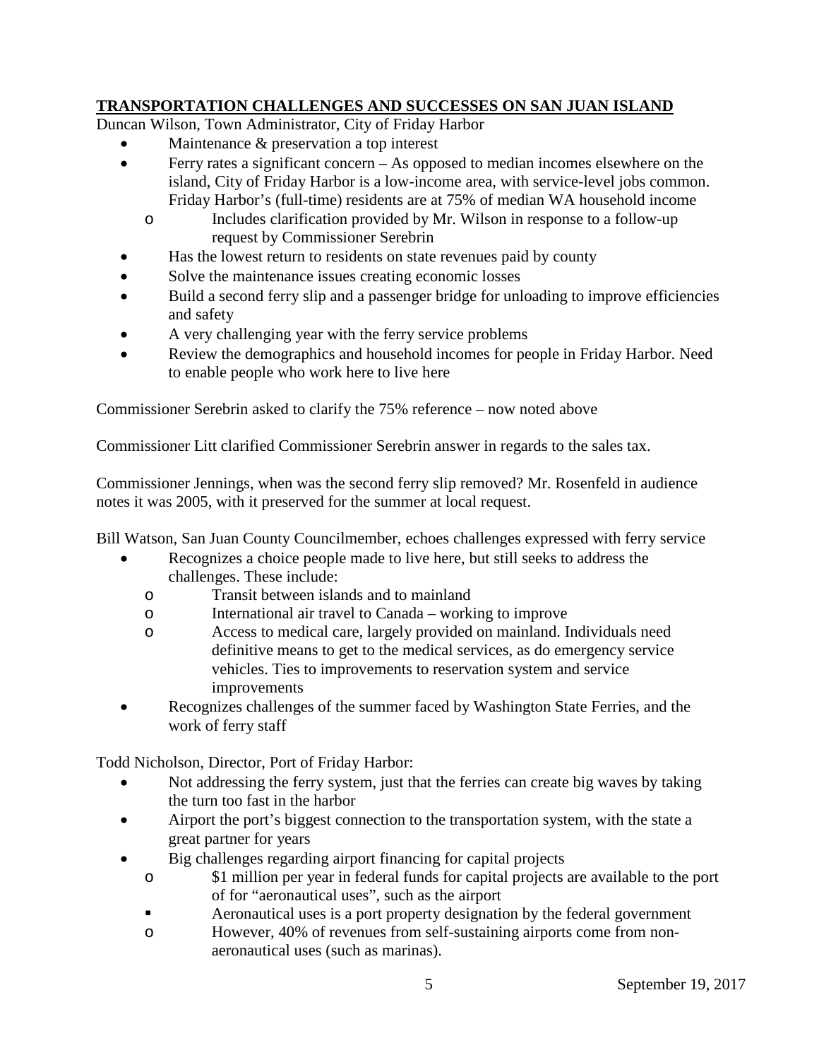**TRANSPORTATION CHALLENGES AND SUCCESSES ON SAN JUAN ISLAND**

Duncan Wilson, Town Administrator, City of Friday Harbor

- Maintenance & preservation a top interest
- Ferry rates a significant concern – As opposed to median incomes elsewhere on the island, City of Friday Harbor is a low-income area, with service-level jobs common. Friday Harbor's (full-time) residents are at 75% of median WA household income
  - Includes clarification provided by Mr. Wilson in response to a follow-up request by Commissioner Serebrin
- Has the lowest return to residents on state revenues paid by county
- Solve the maintenance issues creating economic losses
- Build a second ferry slip and a passenger bridge for unloading to improve efficiencies and safety
- A very challenging year with the ferry service problems
- Review the demographics and household incomes for people in Friday Harbor. Need to enable people who work here to live here

Commissioner Serebrin asked to clarify the 75% reference – now noted above

Commissioner Litt clarified Commissioner Serebrin answer in regards to the sales tax.

Commissioner Jennings, when was the second ferry slip removed? Mr. Rosenfeld in audience notes it was 2005, with it preserved for the summer at local request.

Bill Watson, San Juan County Councilmember, echoes challenges expressed with ferry service

- Recognizes a choice people made to live here, but still seeks to address the challenges. These include:
  - Transit between islands and to mainland
  - International air travel to Canada – working to improve
  - Access to medical care, largely provided on mainland. Individuals need definitive means to get to the medical services, as do emergency service vehicles. Ties to improvements to reservation system and service improvements
- Recognizes challenges of the summer faced by Washington State Ferries, and the work of ferry staff

Todd Nicholson, Director, Port of Friday Harbor:

- Not addressing the ferry system, just that the ferries can create big waves by taking the turn too fast in the harbor
- Airport the port's biggest connection to the transportation system, with the state a great partner for years
- Big challenges regarding airport financing for capital projects
  - $1 million per year in federal funds for capital projects are available to the port of for "aeronautical uses", such as the airport
    - Aeronautical uses is a port property designation by the federal government
  - However, 40% of revenues from self-sustaining airports come from non-aeronautical uses (such as marinas).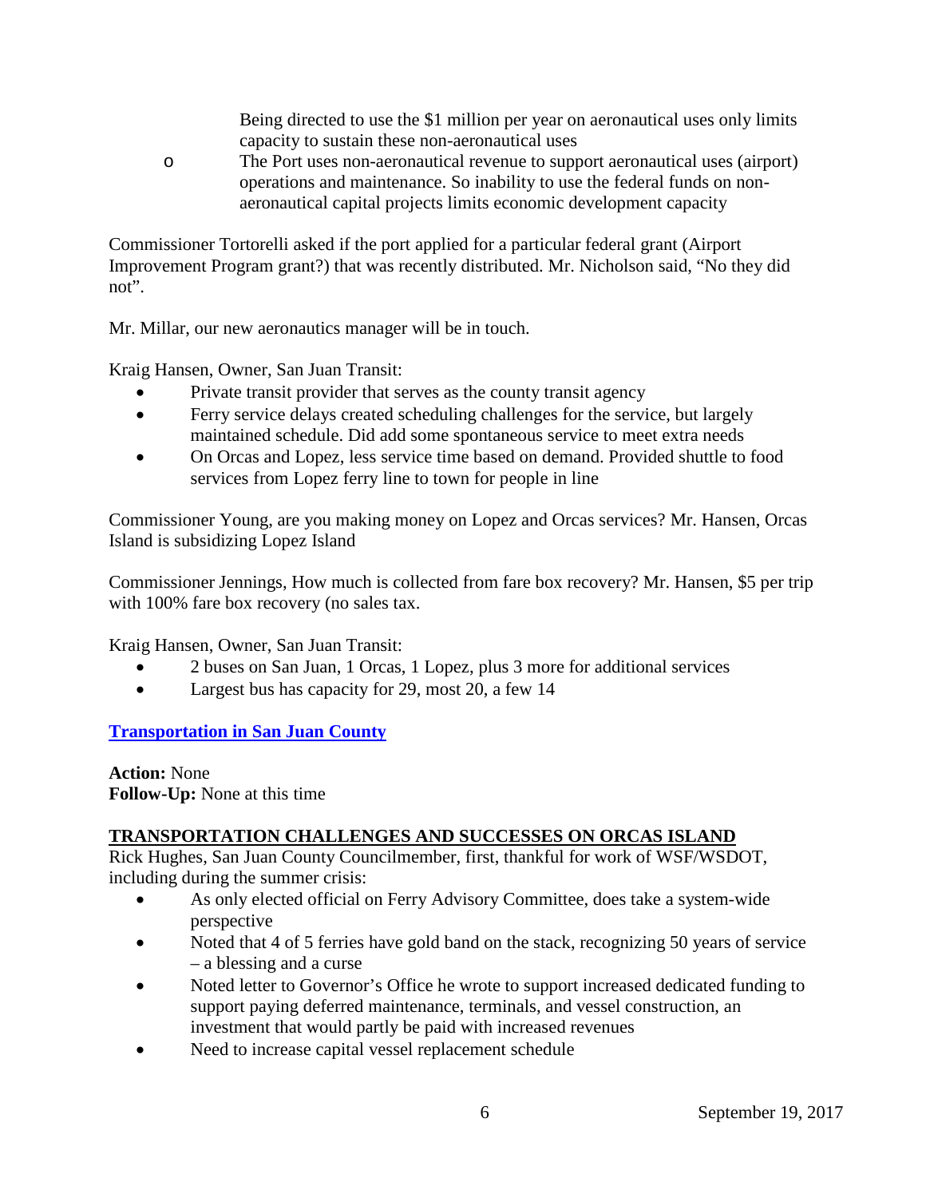Being directed to use the $1 million per year on aeronautical uses only limits capacity to sustain these non-aeronautical uses

- The Port uses non-aeronautical revenue to support aeronautical uses (airport) operations and maintenance. So inability to use the federal funds on non-aeronautical capital projects limits economic development capacity

Commissioner Tortorelli asked if the port applied for a particular federal grant (Airport Improvement Program grant?) that was recently distributed. Mr. Nicholson said, "No they did not".

Mr. Millar, our new aeronautics manager will be in touch.

Kraig Hansen, Owner, San Juan Transit:

- Private transit provider that serves as the county transit agency
- Ferry service delays created scheduling challenges for the service, but largely maintained schedule. Did add some spontaneous service to meet extra needs
- On Orcas and Lopez, less service time based on demand. Provided shuttle to food services from Lopez ferry line to town for people in line

Commissioner Young, are you making money on Lopez and Orcas services? Mr. Hansen, Orcas Island is subsidizing Lopez Island

Commissioner Jennings, How much is collected from fare box recovery? Mr. Hansen, $5 per trip with 100% fare box recovery (no sales tax.

Kraig Hansen, Owner, San Juan Transit:

- 2 buses on San Juan, 1 Orcas, 1 Lopez, plus 3 more for additional services
- Largest bus has capacity for 29, most 20, a few 14

**Transportation in San Juan County**

**Action:** None
**Follow-Up:** None at this time

## TRANSPORTATION CHALLENGES AND SUCCESSES ON ORCAS ISLAND

Rick Hughes, San Juan County Councilmember, first, thankful for work of WSF/WSDOT, including during the summer crisis:

- As only elected official on Ferry Advisory Committee, does take a system-wide perspective
- Noted that 4 of 5 ferries have gold band on the stack, recognizing 50 years of service – a blessing and a curse
- Noted letter to Governor's Office he wrote to support increased dedicated funding to support paying deferred maintenance, terminals, and vessel construction, an investment that would partly be paid with increased revenues
- Need to increase capital vessel replacement schedule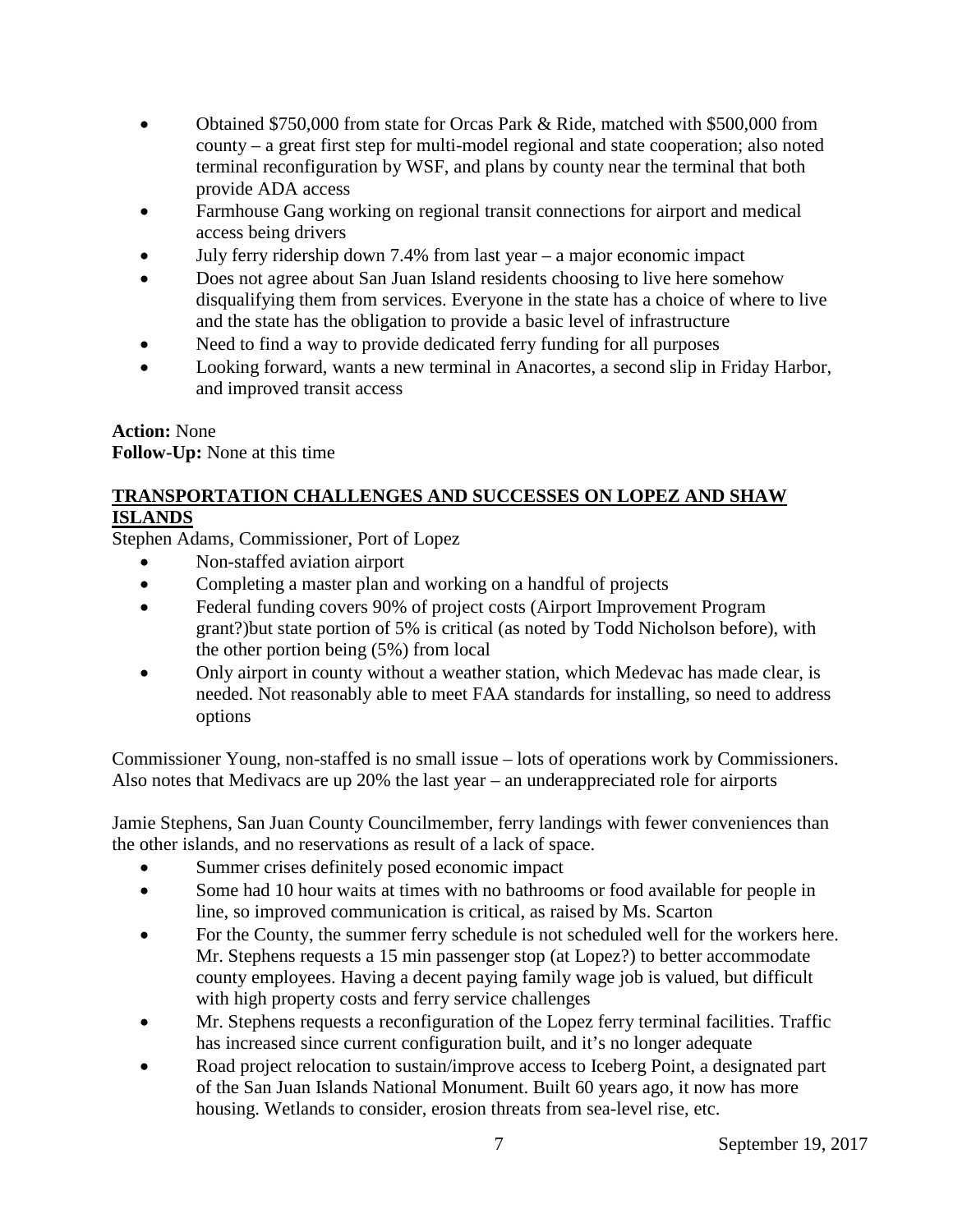- Obtained \$750,000 from state for Orcas Park & Ride, matched with \$500,000 from county – a great first step for multi-model regional and state cooperation; also noted terminal reconfiguration by WSF, and plans by county near the terminal that both provide ADA access
- Farmhouse Gang working on regional transit connections for airport and medical access being drivers
- July ferry ridership down 7.4% from last year – a major economic impact
- Does not agree about San Juan Island residents choosing to live here somehow disqualifying them from services. Everyone in the state has a choice of where to live and the state has the obligation to provide a basic level of infrastructure
- Need to find a way to provide dedicated ferry funding for all purposes
- Looking forward, wants a new terminal in Anacortes, a second slip in Friday Harbor, and improved transit access

**Action:** None
**Follow-Up:** None at this time

## TRANSPORTATION CHALLENGES AND SUCCESSES ON LOPEZ AND SHAW ISLANDS

Stephen Adams, Commissioner, Port of Lopez

- Non-staffed aviation airport
- Completing a master plan and working on a handful of projects
- Federal funding covers 90% of project costs (Airport Improvement Program grant?)but state portion of 5% is critical (as noted by Todd Nicholson before), with the other portion being (5%) from local
- Only airport in county without a weather station, which Medevac has made clear, is needed. Not reasonably able to meet FAA standards for installing, so need to address options

Commissioner Young, non-staffed is no small issue – lots of operations work by Commissioners. Also notes that Medivacs are up 20% the last year – an underappreciated role for airports

Jamie Stephens, San Juan County Councilmember, ferry landings with fewer conveniences than the other islands, and no reservations as result of a lack of space.

- Summer crises definitely posed economic impact
- Some had 10 hour waits at times with no bathrooms or food available for people in line, so improved communication is critical, as raised by Ms. Scarton
- For the County, the summer ferry schedule is not scheduled well for the workers here. Mr. Stephens requests a 15 min passenger stop (at Lopez?) to better accommodate county employees. Having a decent paying family wage job is valued, but difficult with high property costs and ferry service challenges
- Mr. Stephens requests a reconfiguration of the Lopez ferry terminal facilities. Traffic has increased since current configuration built, and it's no longer adequate
- Road project relocation to sustain/improve access to Iceberg Point, a designated part of the San Juan Islands National Monument. Built 60 years ago, it now has more housing. Wetlands to consider, erosion threats from sea-level rise, etc.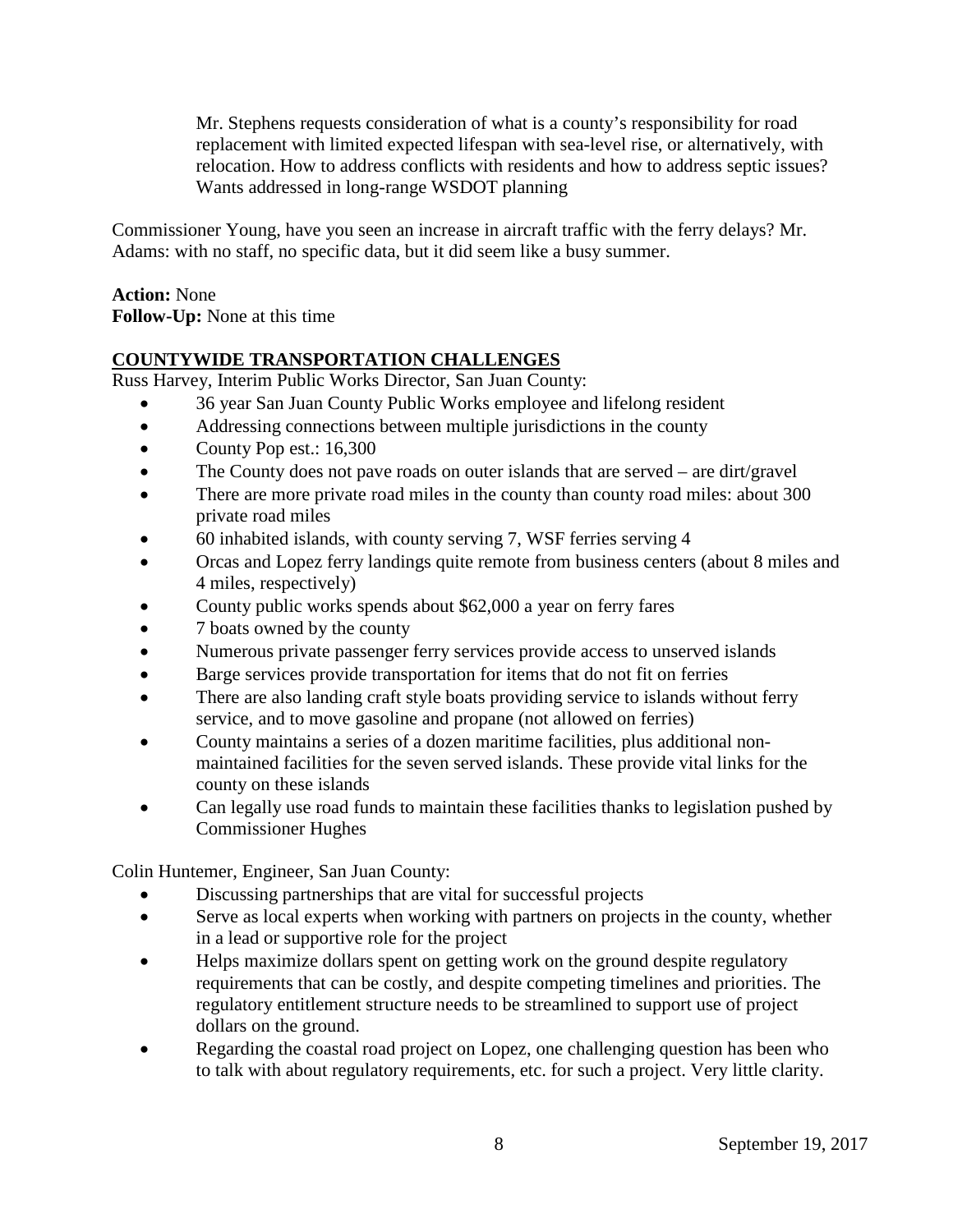Mr. Stephens requests consideration of what is a county's responsibility for road replacement with limited expected lifespan with sea-level rise, or alternatively, with relocation. How to address conflicts with residents and how to address septic issues? Wants addressed in long-range WSDOT planning

Commissioner Young, have you seen an increase in aircraft traffic with the ferry delays? Mr. Adams: with no staff, no specific data, but it did seem like a busy summer.

**Action:** None
**Follow-Up:** None at this time

## COUNTYWIDE TRANSPORTATION CHALLENGES

Russ Harvey, Interim Public Works Director, San Juan County:

- 36 year San Juan County Public Works employee and lifelong resident
- Addressing connections between multiple jurisdictions in the county
- County Pop est.: 16,300
- The County does not pave roads on outer islands that are served – are dirt/gravel
- There are more private road miles in the county than county road miles: about 300 private road miles
- 60 inhabited islands, with county serving 7, WSF ferries serving 4
- Orcas and Lopez ferry landings quite remote from business centers (about 8 miles and 4 miles, respectively)
- County public works spends about $62,000 a year on ferry fares
- 7 boats owned by the county
- Numerous private passenger ferry services provide access to unserved islands
- Barge services provide transportation for items that do not fit on ferries
- There are also landing craft style boats providing service to islands without ferry service, and to move gasoline and propane (not allowed on ferries)
- County maintains a series of a dozen maritime facilities, plus additional non-maintained facilities for the seven served islands. These provide vital links for the county on these islands
- Can legally use road funds to maintain these facilities thanks to legislation pushed by Commissioner Hughes

Colin Huntemer, Engineer, San Juan County:

- Discussing partnerships that are vital for successful projects
- Serve as local experts when working with partners on projects in the county, whether in a lead or supportive role for the project
- Helps maximize dollars spent on getting work on the ground despite regulatory requirements that can be costly, and despite competing timelines and priorities. The regulatory entitlement structure needs to be streamlined to support use of project dollars on the ground.
- Regarding the coastal road project on Lopez, one challenging question has been who to talk with about regulatory requirements, etc. for such a project. Very little clarity.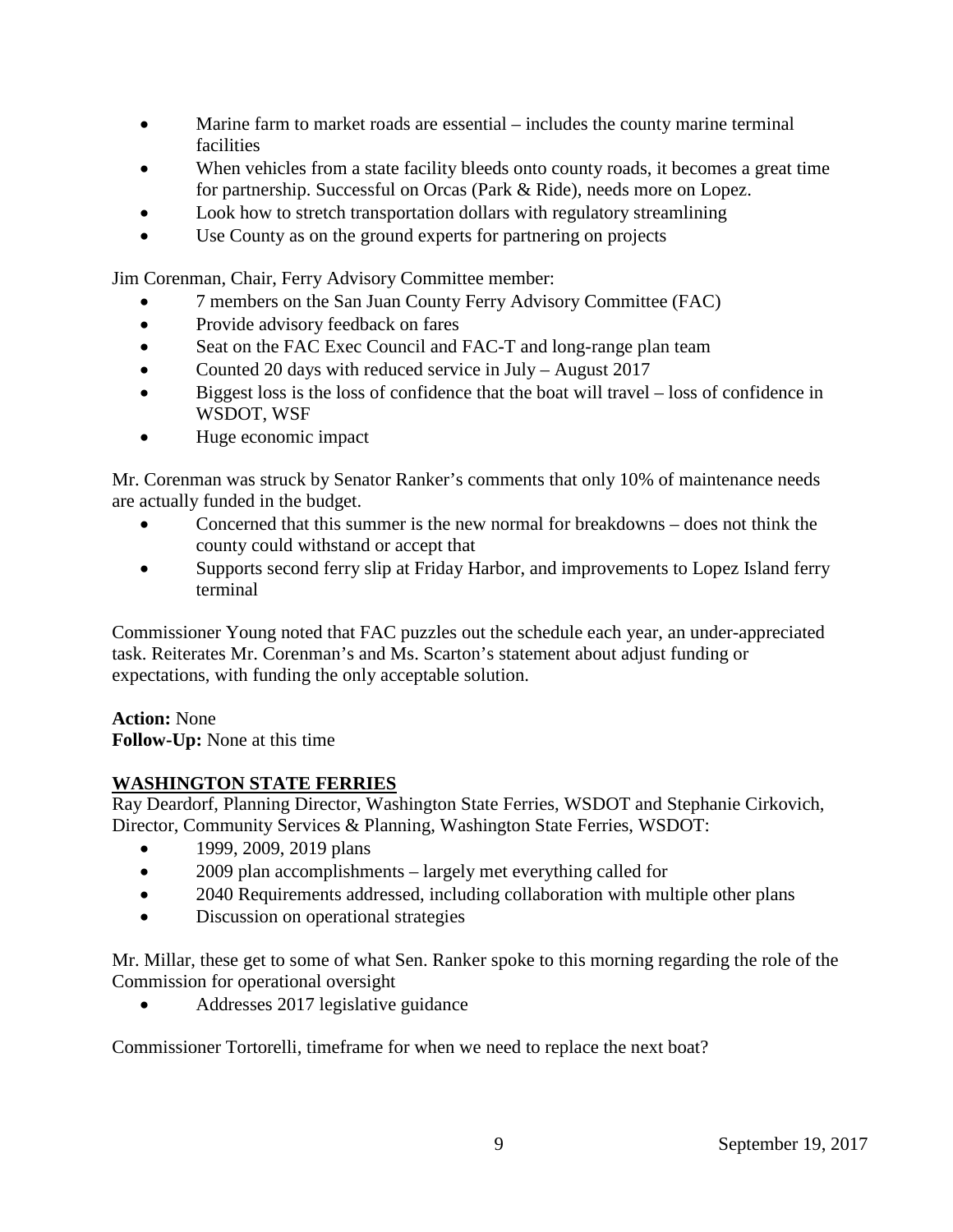- Marine farm to market roads are essential – includes the county marine terminal facilities
- When vehicles from a state facility bleeds onto county roads, it becomes a great time for partnership. Successful on Orcas (Park & Ride), needs more on Lopez.
- Look how to stretch transportation dollars with regulatory streamlining
- Use County as on the ground experts for partnering on projects

Jim Corenman, Chair, Ferry Advisory Committee member:

- 7 members on the San Juan County Ferry Advisory Committee (FAC)
- Provide advisory feedback on fares
- Seat on the FAC Exec Council and FAC-T and long-range plan team
- Counted 20 days with reduced service in July – August 2017
- Biggest loss is the loss of confidence that the boat will travel – loss of confidence in WSDOT, WSF
- Huge economic impact

Mr. Corenman was struck by Senator Ranker's comments that only 10% of maintenance needs are actually funded in the budget.

- Concerned that this summer is the new normal for breakdowns – does not think the county could withstand or accept that
- Supports second ferry slip at Friday Harbor, and improvements to Lopez Island ferry terminal

Commissioner Young noted that FAC puzzles out the schedule each year, an under-appreciated task. Reiterates Mr. Corenman's and Ms. Scarton's statement about adjust funding or expectations, with funding the only acceptable solution.

**Action:** None
**Follow-Up:** None at this time

## WASHINGTON STATE FERRIES

Ray Deardorf, Planning Director, Washington State Ferries, WSDOT and Stephanie Cirkovich, Director, Community Services & Planning, Washington State Ferries, WSDOT:

- 1999, 2009, 2019 plans
- 2009 plan accomplishments – largely met everything called for
- 2040 Requirements addressed, including collaboration with multiple other plans
- Discussion on operational strategies

Mr. Millar, these get to some of what Sen. Ranker spoke to this morning regarding the role of the Commission for operational oversight

- Addresses 2017 legislative guidance

Commissioner Tortorelli, timeframe for when we need to replace the next boat?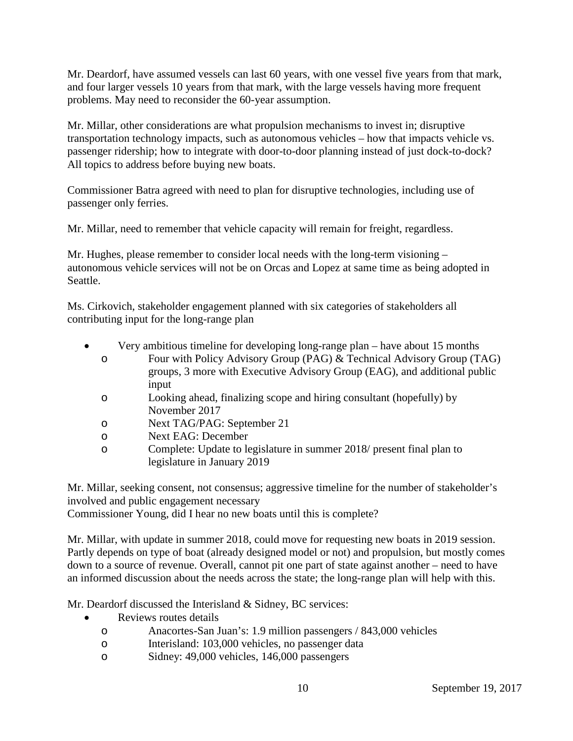Mr. Deardorf, have assumed vessels can last 60 years, with one vessel five years from that mark, and four larger vessels 10 years from that mark, with the large vessels having more frequent problems. May need to reconsider the 60-year assumption.

Mr. Millar, other considerations are what propulsion mechanisms to invest in; disruptive transportation technology impacts, such as autonomous vehicles – how that impacts vehicle vs. passenger ridership; how to integrate with door-to-door planning instead of just dock-to-dock? All topics to address before buying new boats.

Commissioner Batra agreed with need to plan for disruptive technologies, including use of passenger only ferries.

Mr. Millar, need to remember that vehicle capacity will remain for freight, regardless.

Mr. Hughes, please remember to consider local needs with the long-term visioning – autonomous vehicle services will not be on Orcas and Lopez at same time as being adopted in Seattle.

Ms. Cirkovich, stakeholder engagement planned with six categories of stakeholders all contributing input for the long-range plan

- Very ambitious timeline for developing long-range plan – have about 15 months
  - Four with Policy Advisory Group (PAG) & Technical Advisory Group (TAG) groups, 3 more with Executive Advisory Group (EAG), and additional public input
  - Looking ahead, finalizing scope and hiring consultant (hopefully) by November 2017
  - Next TAG/PAG: September 21
  - Next EAG: December
  - Complete: Update to legislature in summer 2018/ present final plan to legislature in January 2019

Mr. Millar, seeking consent, not consensus; aggressive timeline for the number of stakeholder's involved and public engagement necessary
Commissioner Young, did I hear no new boats until this is complete?

Mr. Millar, with update in summer 2018, could move for requesting new boats in 2019 session. Partly depends on type of boat (already designed model or not) and propulsion, but mostly comes down to a source of revenue. Overall, cannot pit one part of state against another – need to have an informed discussion about the needs across the state; the long-range plan will help with this.

Mr. Deardorf discussed the Interisland & Sidney, BC services:

- Reviews routes details
  - Anacortes-San Juan's: 1.9 million passengers / 843,000 vehicles
  - Interisland: 103,000 vehicles, no passenger data
  - Sidney: 49,000 vehicles, 146,000 passengers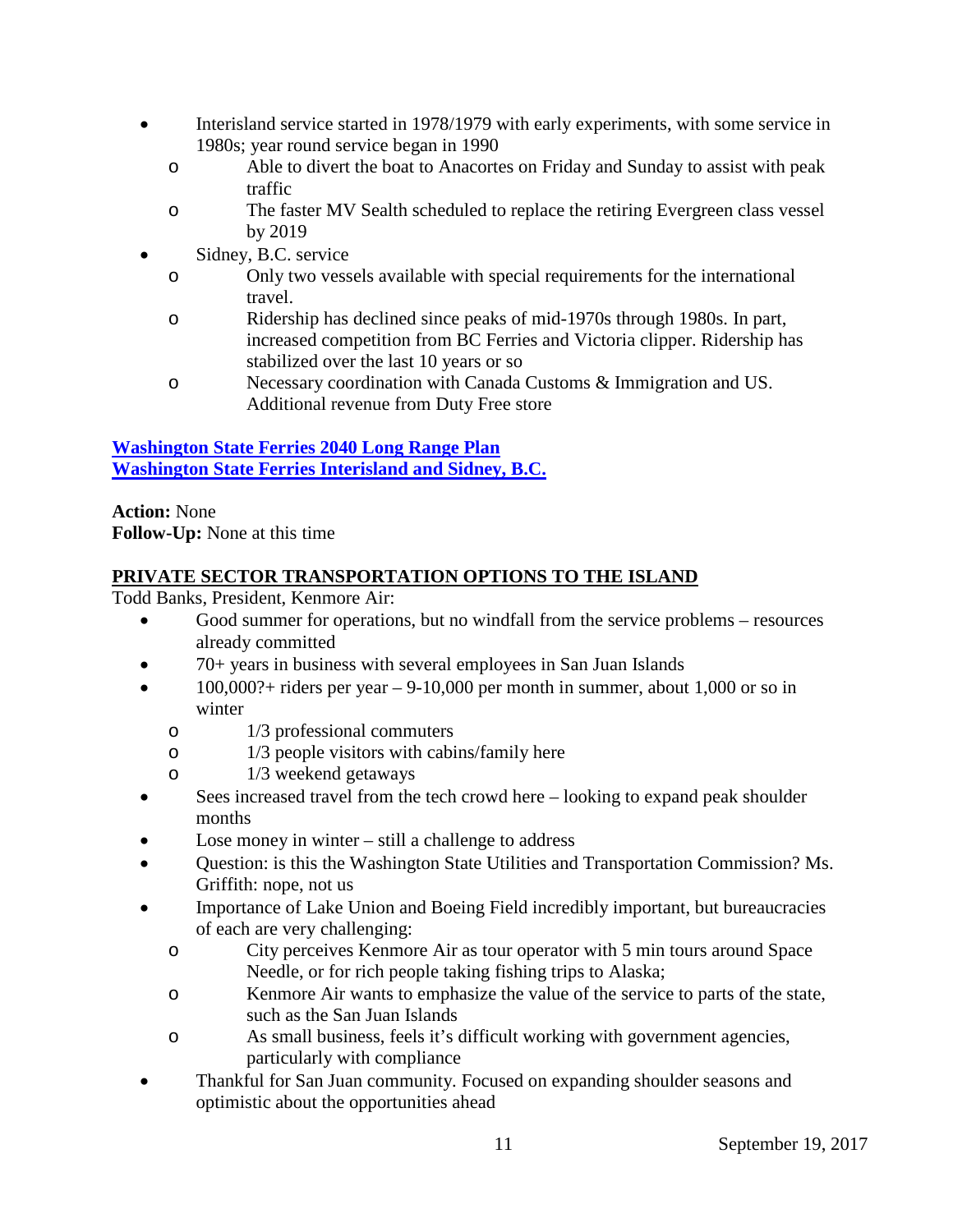- Interisland service started in 1978/1979 with early experiments, with some service in 1980s; year round service began in 1990
  - Able to divert the boat to Anacortes on Friday and Sunday to assist with peak traffic
  - The faster MV Sealth scheduled to replace the retiring Evergreen class vessel by 2019
- Sidney, B.C. service
  - Only two vessels available with special requirements for the international travel.
  - Ridership has declined since peaks of mid-1970s through 1980s. In part, increased competition from BC Ferries and Victoria clipper. Ridership has stabilized over the last 10 years or so
  - Necessary coordination with Canada Customs & Immigration and US. Additional revenue from Duty Free store

**Washington State Ferries 2040 Long Range Plan**
**Washington State Ferries Interisland and Sidney, B.C.**

**Action:** None
**Follow-Up:** None at this time

## PRIVATE SECTOR TRANSPORTATION OPTIONS TO THE ISLAND

Todd Banks, President, Kenmore Air:

- Good summer for operations, but no windfall from the service problems – resources already committed
- 70+ years in business with several employees in San Juan Islands
- 100,000?+ riders per year – 9-10,000 per month in summer, about 1,000 or so in winter
  - 1/3 professional commuters
  - 1/3 people visitors with cabins/family here
  - 1/3 weekend getaways
- Sees increased travel from the tech crowd here – looking to expand peak shoulder months
- Lose money in winter – still a challenge to address
- Question: is this the Washington State Utilities and Transportation Commission? Ms. Griffith: nope, not us
- Importance of Lake Union and Boeing Field incredibly important, but bureaucracies of each are very challenging:
  - City perceives Kenmore Air as tour operator with 5 min tours around Space Needle, or for rich people taking fishing trips to Alaska;
  - Kenmore Air wants to emphasize the value of the service to parts of the state, such as the San Juan Islands
  - As small business, feels it's difficult working with government agencies, particularly with compliance
- Thankful for San Juan community. Focused on expanding shoulder seasons and optimistic about the opportunities ahead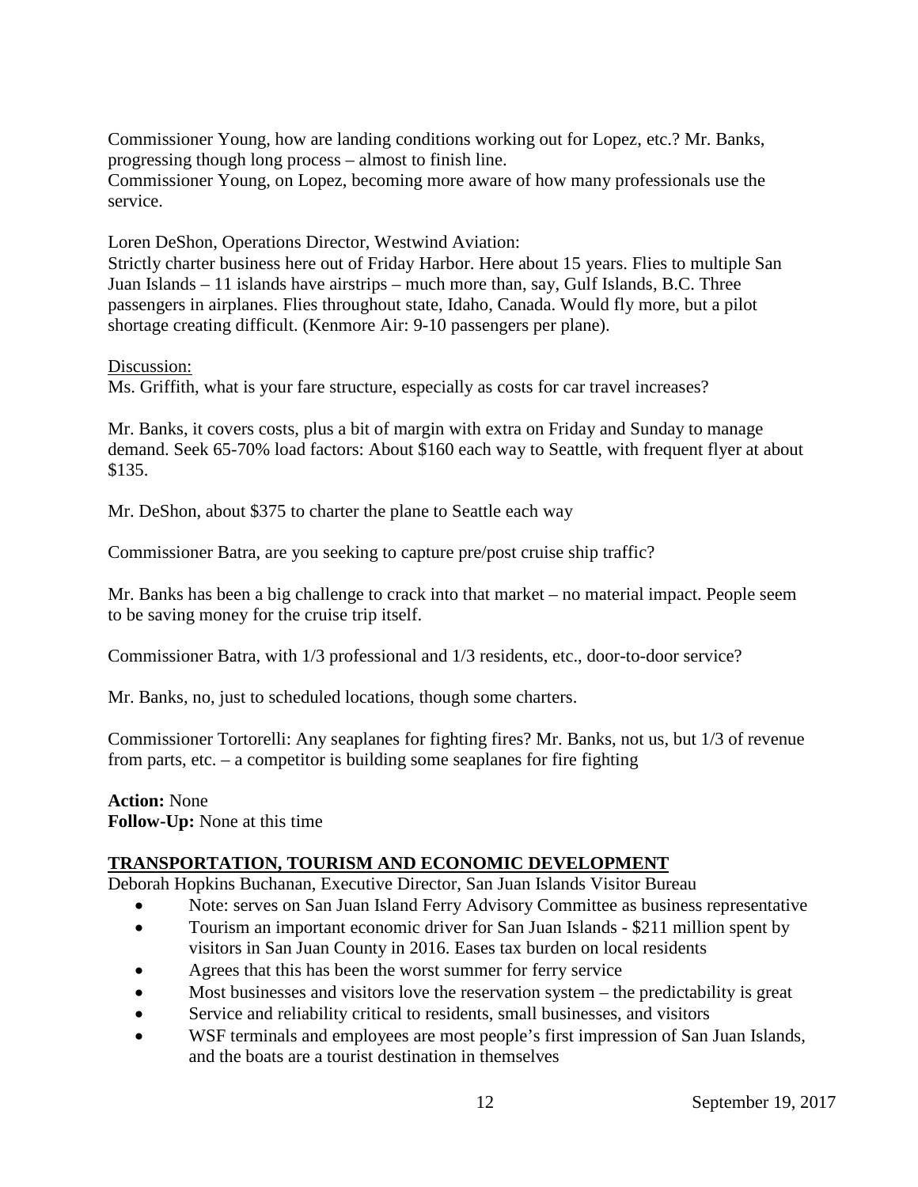Commissioner Young, how are landing conditions working out for Lopez, etc.? Mr. Banks, progressing though long process – almost to finish line.
Commissioner Young, on Lopez, becoming more aware of how many professionals use the service.

Loren DeShon, Operations Director, Westwind Aviation:
Strictly charter business here out of Friday Harbor. Here about 15 years. Flies to multiple San Juan Islands – 11 islands have airstrips – much more than, say, Gulf Islands, B.C. Three passengers in airplanes. Flies throughout state, Idaho, Canada. Would fly more, but a pilot shortage creating difficult. (Kenmore Air: 9-10 passengers per plane).

Discussion:
Ms. Griffith, what is your fare structure, especially as costs for car travel increases?

Mr. Banks, it covers costs, plus a bit of margin with extra on Friday and Sunday to manage demand. Seek 65-70% load factors: About $160 each way to Seattle, with frequent flyer at about $135.

Mr. DeShon, about $375 to charter the plane to Seattle each way

Commissioner Batra, are you seeking to capture pre/post cruise ship traffic?

Mr. Banks has been a big challenge to crack into that market – no material impact. People seem to be saving money for the cruise trip itself.

Commissioner Batra, with 1/3 professional and 1/3 residents, etc., door-to-door service?

Mr. Banks, no, just to scheduled locations, though some charters.

Commissioner Tortorelli: Any seaplanes for fighting fires? Mr. Banks, not us, but 1/3 of revenue from parts, etc. – a competitor is building some seaplanes for fire fighting

**Action:** None
**Follow-Up:** None at this time

## TRANSPORTATION, TOURISM AND ECONOMIC DEVELOPMENT

Deborah Hopkins Buchanan, Executive Director, San Juan Islands Visitor Bureau

- Note: serves on San Juan Island Ferry Advisory Committee as business representative
- Tourism an important economic driver for San Juan Islands - $211 million spent by visitors in San Juan County in 2016. Eases tax burden on local residents
- Agrees that this has been the worst summer for ferry service
- Most businesses and visitors love the reservation system – the predictability is great
- Service and reliability critical to residents, small businesses, and visitors
- WSF terminals and employees are most people's first impression of San Juan Islands, and the boats are a tourist destination in themselves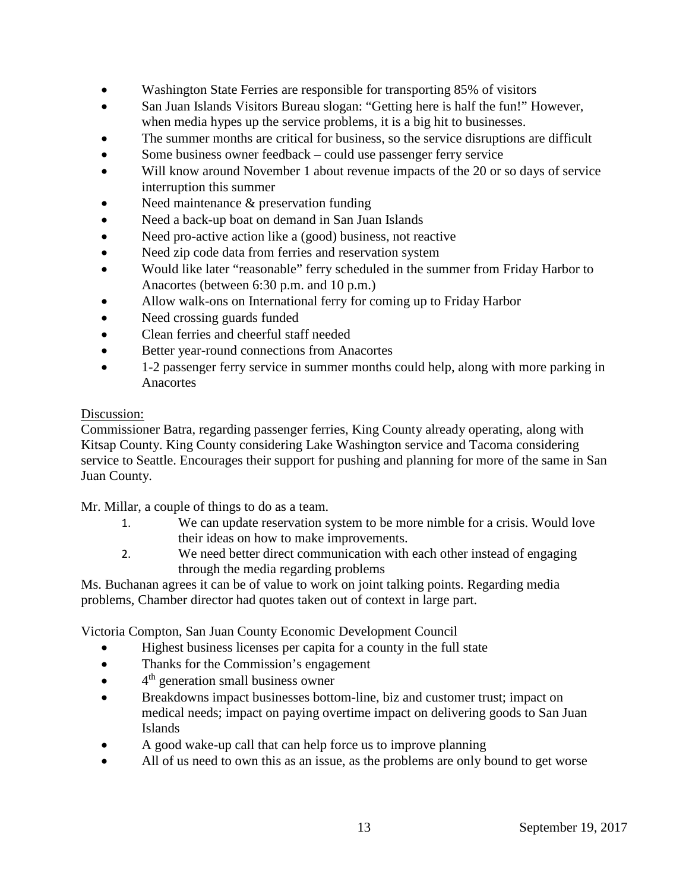- Washington State Ferries are responsible for transporting 85% of visitors
- San Juan Islands Visitors Bureau slogan: "Getting here is half the fun!" However, when media hypes up the service problems, it is a big hit to businesses.
- The summer months are critical for business, so the service disruptions are difficult
- Some business owner feedback – could use passenger ferry service
- Will know around November 1 about revenue impacts of the 20 or so days of service interruption this summer
- Need maintenance & preservation funding
- Need a back-up boat on demand in San Juan Islands
- Need pro-active action like a (good) business, not reactive
- Need zip code data from ferries and reservation system
- Would like later "reasonable" ferry scheduled in the summer from Friday Harbor to Anacortes (between 6:30 p.m. and 10 p.m.)
- Allow walk-ons on International ferry for coming up to Friday Harbor
- Need crossing guards funded
- Clean ferries and cheerful staff needed
- Better year-round connections from Anacortes
- 1-2 passenger ferry service in summer months could help, along with more parking in Anacortes

<u>Discussion:</u>
Commissioner Batra, regarding passenger ferries, King County already operating, along with Kitsap County. King County considering Lake Washington service and Tacoma considering service to Seattle. Encourages their support for pushing and planning for more of the same in San Juan County.

Mr. Millar, a couple of things to do as a team.

1. We can update reservation system to be more nimble for a crisis. Would love their ideas on how to make improvements.
2. We need better direct communication with each other instead of engaging through the media regarding problems

Ms. Buchanan agrees it can be of value to work on joint talking points. Regarding media problems, Chamber director had quotes taken out of context in large part.

Victoria Compton, San Juan County Economic Development Council

- Highest business licenses per capita for a county in the full state
- Thanks for the Commission's engagement
- 4th generation small business owner
- Breakdowns impact businesses bottom-line, biz and customer trust; impact on medical needs; impact on paying overtime impact on delivering goods to San Juan Islands
- A good wake-up call that can help force us to improve planning
- All of us need to own this as an issue, as the problems are only bound to get worse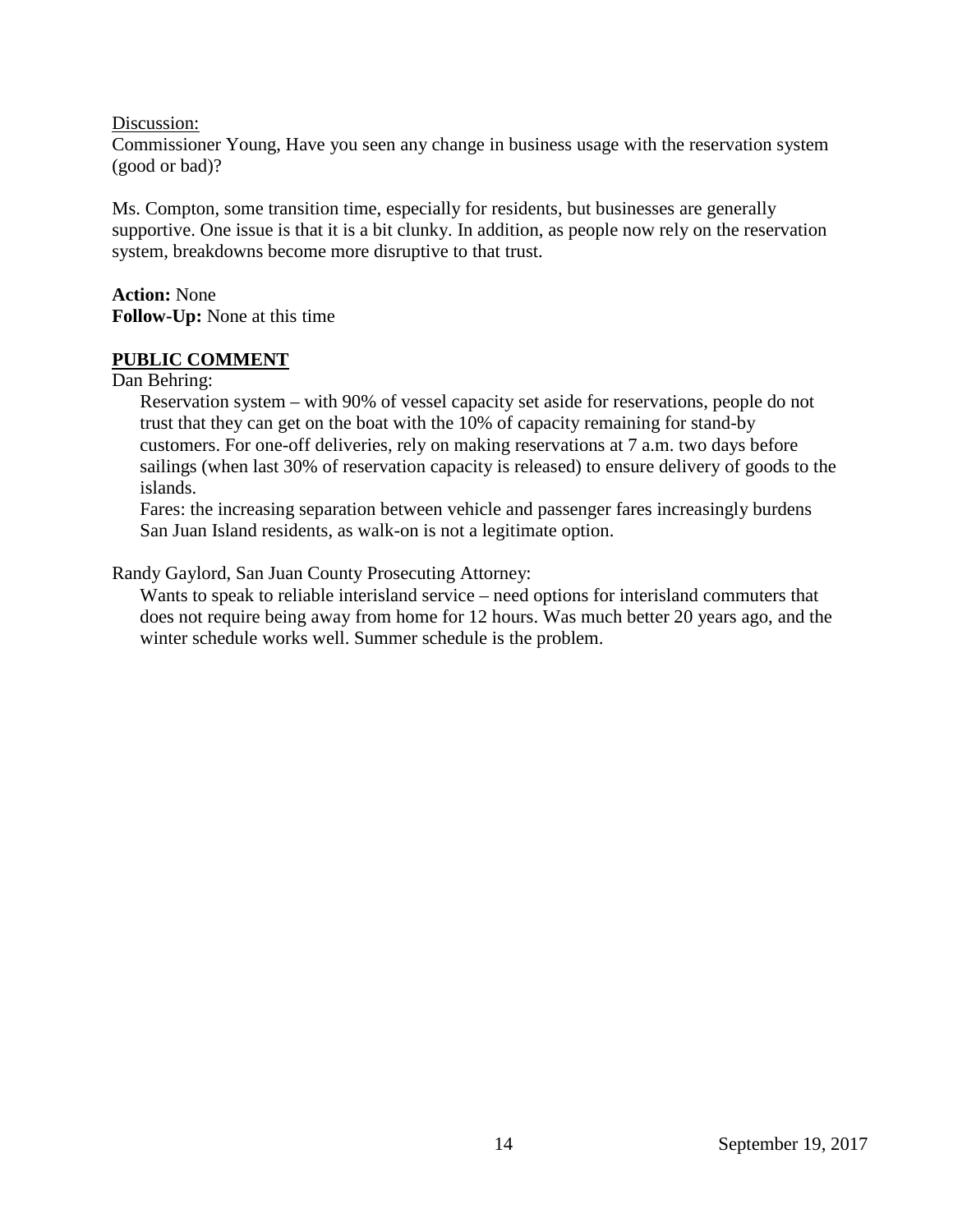Discussion:

Commissioner Young, Have you seen any change in business usage with the reservation system (good or bad)?

Ms. Compton, some transition time, especially for residents, but businesses are generally supportive. One issue is that it is a bit clunky. In addition, as people now rely on the reservation system, breakdowns become more disruptive to that trust.

**Action:** None
**Follow-Up:** None at this time

## PUBLIC COMMENT

Dan Behring:

Reservation system – with 90% of vessel capacity set aside for reservations, people do not trust that they can get on the boat with the 10% of capacity remaining for stand-by customers. For one-off deliveries, rely on making reservations at 7 a.m. two days before sailings (when last 30% of reservation capacity is released) to ensure delivery of goods to the islands.

Fares: the increasing separation between vehicle and passenger fares increasingly burdens San Juan Island residents, as walk-on is not a legitimate option.

Randy Gaylord, San Juan County Prosecuting Attorney:

Wants to speak to reliable interisland service – need options for interisland commuters that does not require being away from home for 12 hours. Was much better 20 years ago, and the winter schedule works well. Summer schedule is the problem.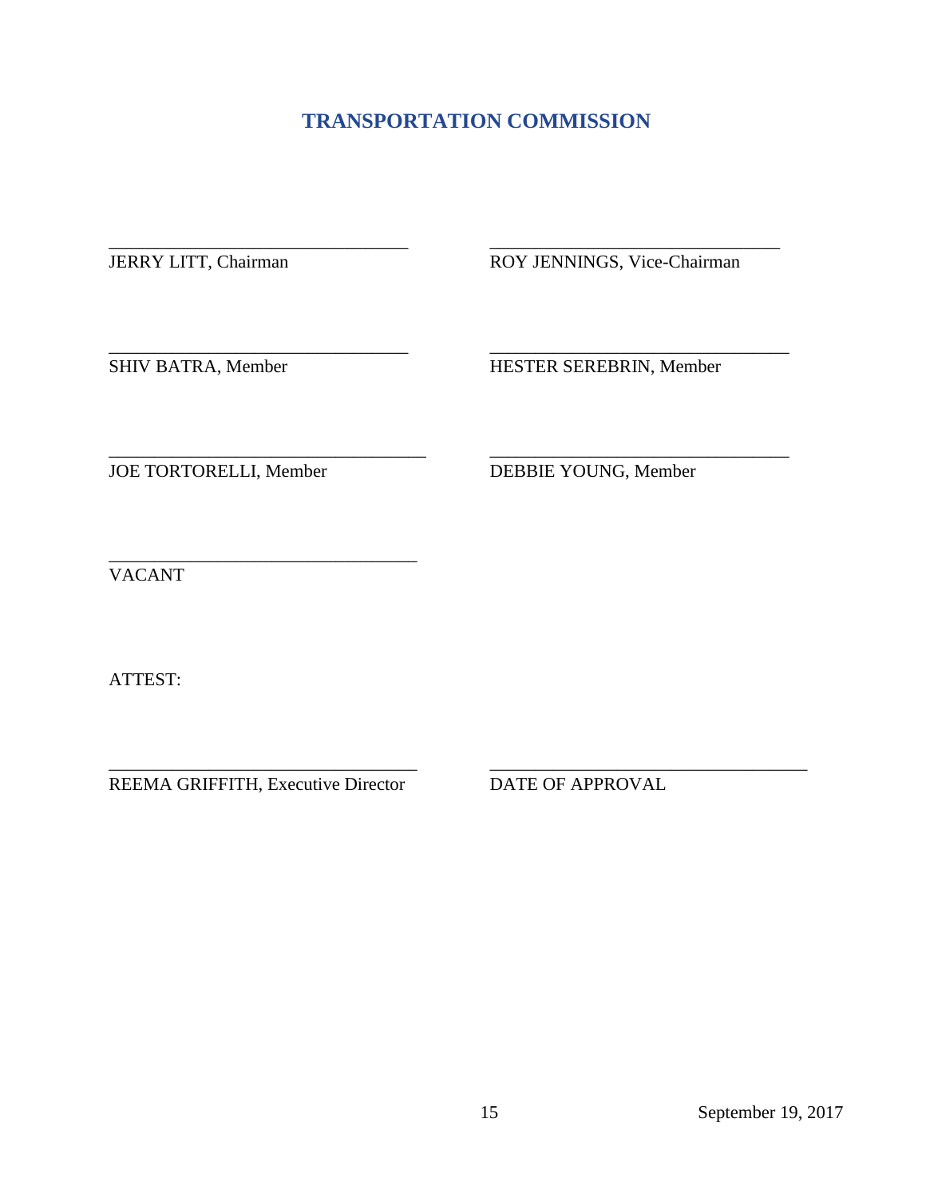## TRANSPORTATION COMMISSION

| | |
|---|---|
| \_\_\_\_\_\_\_\_\_\_\_\_\_\_\_\_\_\_\_\_\_\_\_\_\_\_\_\_\_\_ | \_\_\_\_\_\_\_\_\_\_\_\_\_\_\_\_\_\_\_\_\_\_\_\_\_\_\_\_\_\_ |
| JERRY LITT, Chairman | ROY JENNINGS, Vice-Chairman |
| \_\_\_\_\_\_\_\_\_\_\_\_\_\_\_\_\_\_\_\_\_\_\_\_\_\_\_\_\_\_ | \_\_\_\_\_\_\_\_\_\_\_\_\_\_\_\_\_\_\_\_\_\_\_\_\_\_\_\_\_\_ |
| SHIV BATRA, Member | HESTER SEREBRIN, Member |
| \_\_\_\_\_\_\_\_\_\_\_\_\_\_\_\_\_\_\_\_\_\_\_\_\_\_\_\_\_\_ | \_\_\_\_\_\_\_\_\_\_\_\_\_\_\_\_\_\_\_\_\_\_\_\_\_\_\_\_\_\_ |
| JOE TORTORELLI, Member | DEBBIE YOUNG, Member |
| \_\_\_\_\_\_\_\_\_\_\_\_\_\_\_\_\_\_\_\_\_\_\_\_\_\_\_\_\_\_ | |
| VACANT | |

ATTEST:

| | |
|---|---|
| \_\_\_\_\_\_\_\_\_\_\_\_\_\_\_\_\_\_\_\_\_\_\_\_\_\_\_\_\_\_ | \_\_\_\_\_\_\_\_\_\_\_\_\_\_\_\_\_\_\_\_\_\_\_\_\_\_\_\_\_\_ |
| REEMA GRIFFITH, Executive Director | DATE OF APPROVAL |